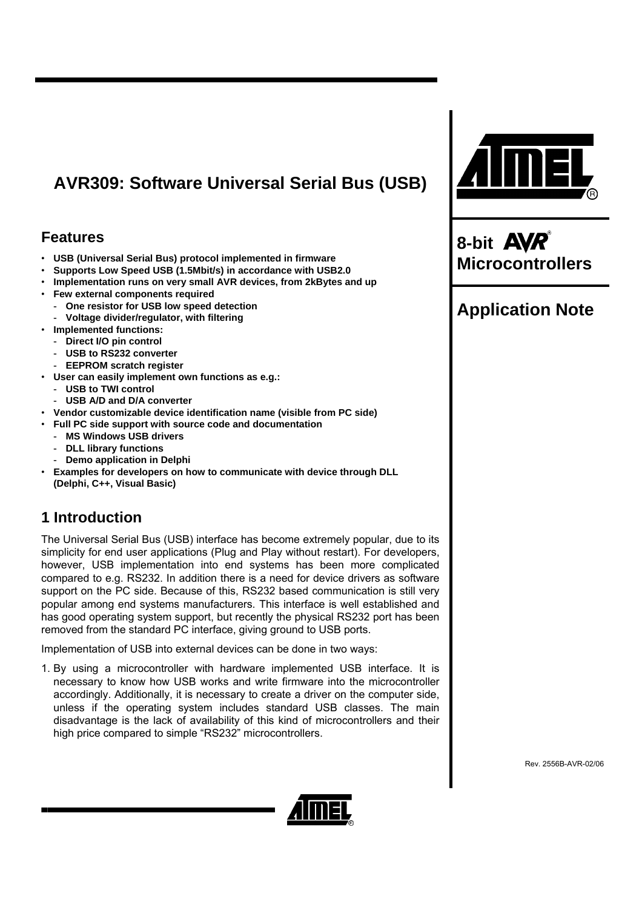# AVR309: Software Universal Serial Bus (USB)

8-bit AVR® Microcontrollers

Application Note

## Features

- **USB (Universal Serial Bus) protocol implemented in firmware**
- **Supports Low Speed USB (1.5Mbit/s) in accordance with USB2.0**
- **Implementation runs on very small AVR devices, from 2kBytes and up**
- **Few external components required**
  - **One resistor for USB low speed detection**
  - **Voltage divider/regulator, with filtering**
- **Implemented functions:**
  - **Direct I/O pin control**
  - **USB to RS232 converter**
  - **EEPROM scratch register**
- **User can easily implement own functions as e.g.:**
  - **USB to TWI control**
  - **USB A/D and D/A converter**
- **Vendor customizable device identification name (visible from PC side)**
- **Full PC side support with source code and documentation**
  - **MS Windows USB drivers**
  - **DLL library functions**
  - **Demo application in Delphi**
- **Examples for developers on how to communicate with device through DLL (Delphi, C++, Visual Basic)**

## 1 Introduction

The Universal Serial Bus (USB) interface has become extremely popular, due to its simplicity for end user applications (Plug and Play without restart). For developers, however, USB implementation into end systems has been more complicated compared to e.g. RS232. In addition there is a need for device drivers as software support on the PC side. Because of this, RS232 based communication is still very popular among end systems manufacturers. This interface is well established and has good operating system support, but recently the physical RS232 port has been removed from the standard PC interface, giving ground to USB ports.

Implementation of USB into external devices can be done in two ways:

1. By using a microcontroller with hardware implemented USB interface. It is necessary to know how USB works and write firmware into the microcontroller accordingly. Additionally, it is necessary to create a driver on the computer side, unless if the operating system includes standard USB classes. The main disadvantage is the lack of availability of this kind of microcontrollers and their high price compared to simple "RS232" microcontrollers.

Rev. 2556B-AVR-02/06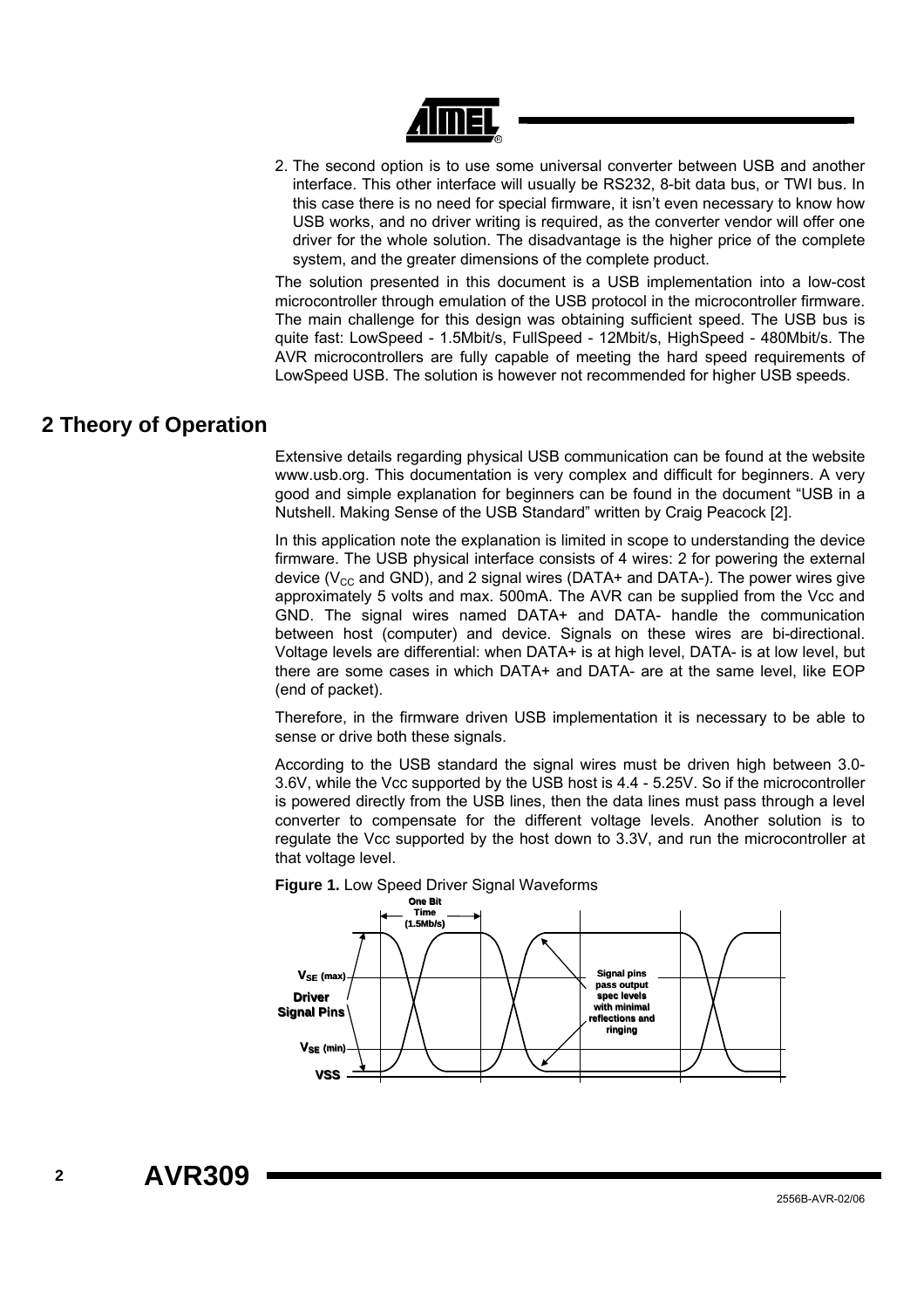2. The second option is to use some universal converter between USB and another interface. This other interface will usually be RS232, 8-bit data bus, or TWI bus. In this case there is no need for special firmware, it isn't even necessary to know how USB works, and no driver writing is required, as the converter vendor will offer one driver for the whole solution. The disadvantage is the higher price of the complete system, and the greater dimensions of the complete product.

The solution presented in this document is a USB implementation into a low-cost microcontroller through emulation of the USB protocol in the microcontroller firmware. The main challenge for this design was obtaining sufficient speed. The USB bus is quite fast: LowSpeed - 1.5Mbit/s, FullSpeed - 12Mbit/s, HighSpeed - 480Mbit/s. The AVR microcontrollers are fully capable of meeting the hard speed requirements of LowSpeed USB. The solution is however not recommended for higher USB speeds.

# 2 Theory of Operation

Extensive details regarding physical USB communication can be found at the website www.usb.org. This documentation is very complex and difficult for beginners. A very good and simple explanation for beginners can be found in the document "USB in a Nutshell. Making Sense of the USB Standard" written by Craig Peacock [2].

In this application note the explanation is limited in scope to understanding the device firmware. The USB physical interface consists of 4 wires: 2 for powering the external device ($V_{CC}$ and GND), and 2 signal wires (DATA+ and DATA-). The power wires give approximately 5 volts and max. 500mA. The AVR can be supplied from the Vcc and GND. The signal wires named DATA+ and DATA- handle the communication between host (computer) and device. Signals on these wires are bi-directional. Voltage levels are differential: when DATA+ is at high level, DATA- is at low level, but there are some cases in which DATA+ and DATA- are at the same level, like EOP (end of packet).

Therefore, in the firmware driven USB implementation it is necessary to be able to sense or drive both these signals.

According to the USB standard the signal wires must be driven high between 3.0-3.6V, while the Vcc supported by the USB host is 4.4 - 5.25V. So if the microcontroller is powered directly from the USB lines, then the data lines must pass through a level converter to compensate for the different voltage levels. Another solution is to regulate the Vcc supported by the host down to 3.3V, and run the microcontroller at that voltage level.

**Figure 1.** Low Speed Driver Signal Waveforms

One Bit Time (1.5Mb/s)

$V_{SE}$ (max)

Driver Signal Pins

$V_{SE}$ (min)

VSS

Signal pins pass output spec levels with minimal reflections and ringing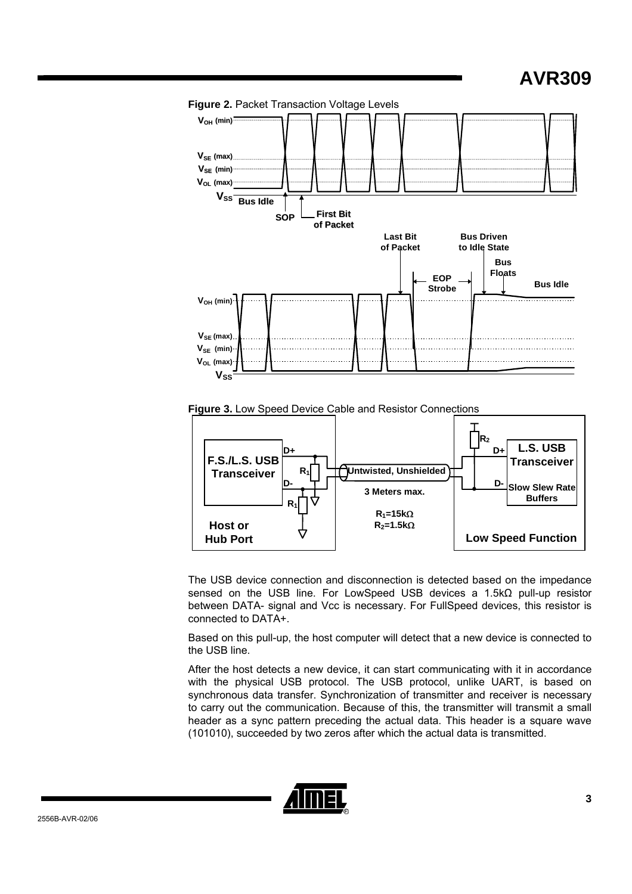**Figure 2.** Packet Transaction Voltage Levels

$V_{OH}$ (min)

$V_{SE}$ (max)

$V_{SE}$ (min)

$V_{OL}$ (max)

$V_{SS}$

Bus Idle

SOP

First Bit of Packet

Last Bit of Packet

Bus Driven to Idle State

Bus Floats

EOP Strobe

Bus Idle

$V_{OH}$ (min)

$V_{SE}$ (max)

$V_{SE}$ (min)

$V_{OL}$ (max)

$V_{SS}$

**Figure 3.** Low Speed Device Cable and Resistor Connections

F.S./L.S. USB Transceiver

D+

D-

$R_1$

$R_1$

Host or Hub Port

Untwisted, Unshielded

3 Meters max.

$R_1$=15kΩ

$R_2$=1.5kΩ

$R_2$

D+

D-

L.S. USB Transceiver

Slow Slew Rate Buffers

Low Speed Function

The USB device connection and disconnection is detected based on the impedance sensed on the USB line. For LowSpeed USB devices a 1.5kΩ pull-up resistor between DATA- signal and Vcc is necessary. For FullSpeed devices, this resistor is connected to DATA+.

Based on this pull-up, the host computer will detect that a new device is connected to the USB line.

After the host detects a new device, it can start communicating with it in accordance with the physical USB protocol. The USB protocol, unlike UART, is based on synchronous data transfer. Synchronization of transmitter and receiver is necessary to carry out the communication. Because of this, the transmitter will transmit a small header as a sync pattern preceding the actual data. This header is a square wave (101010), succeeded by two zeros after which the actual data is transmitted.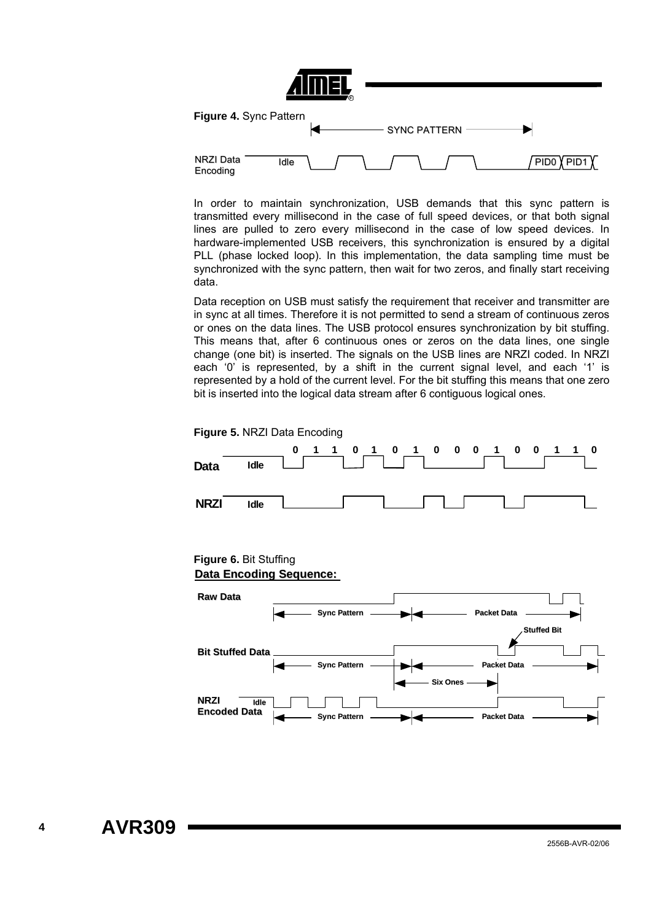**Figure 4.** Sync Pattern

SYNC PATTERN

NRZI Data Encoding

Idle

PID0 PID1

In order to maintain synchronization, USB demands that this sync pattern is transmitted every millisecond in the case of full speed devices, or that both signal lines are pulled to zero every millisecond in the case of low speed devices. In hardware-implemented USB receivers, this synchronization is ensured by a digital PLL (phase locked loop). In this implementation, the data sampling time must be synchronized with the sync pattern, then wait for two zeros, and finally start receiving data.

Data reception on USB must satisfy the requirement that receiver and transmitter are in sync at all times. Therefore it is not permitted to send a stream of continuous zeros or ones on the data lines. The USB protocol ensures synchronization by bit stuffing. This means that, after 6 continuous ones or zeros on the data lines, one single change (one bit) is inserted. The signals on the USB lines are NRZI coded. In NRZI each '0' is represented, by a shift in the current signal level, and each '1' is represented by a hold of the current level. For the bit stuffing this means that one zero bit is inserted into the logical data stream after 6 contiguous logical ones.

**Figure 5.** NRZI Data Encoding

0 1 1 0 1 0 1 0 0 0 1 0 0 1 1 0

Data Idle

NRZI Idle

**Figure 6.** Bit Stuffing

**Data Encoding Sequence:**

Raw Data

Sync Pattern

Packet Data

Stuffed Bit

Bit Stuffed Data

Sync Pattern

Packet Data

Six Ones

NRZI Encoded Data

Idle

Sync Pattern

Packet Data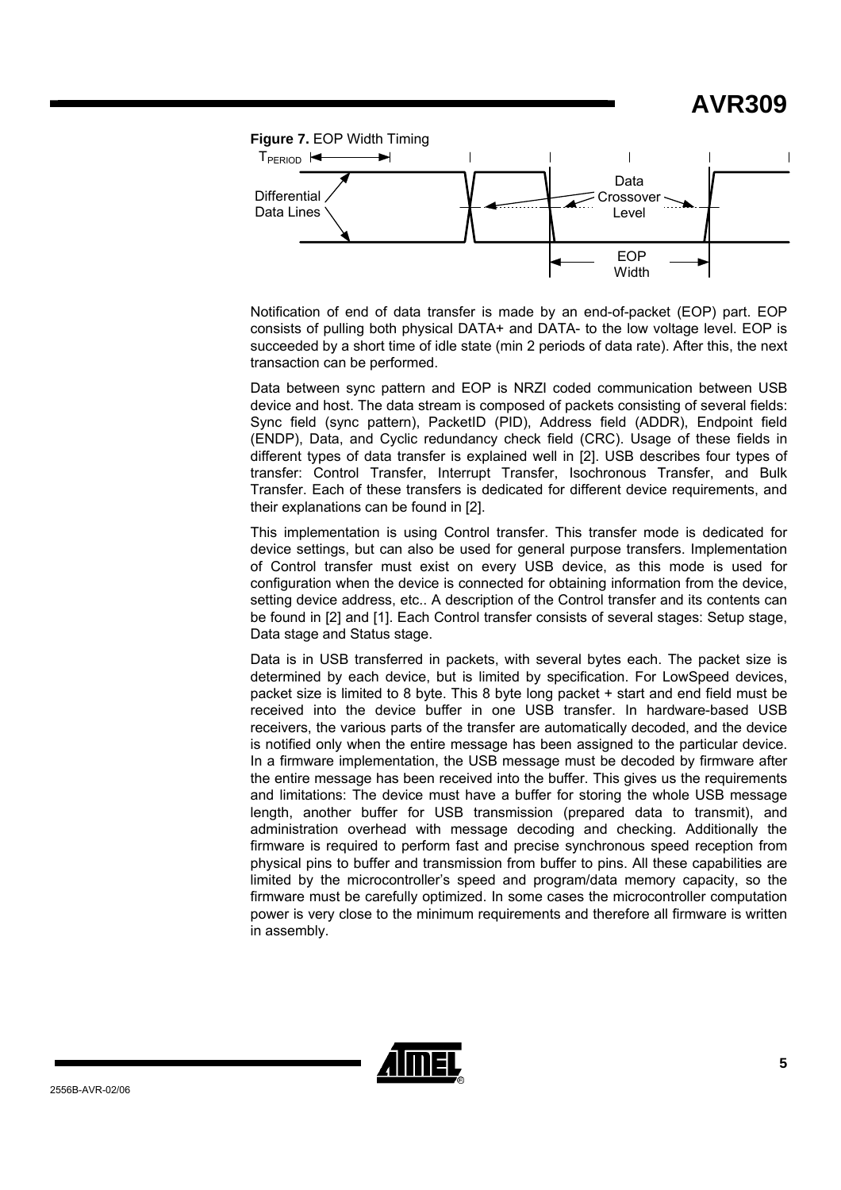**Figure 7.** EOP Width Timing

Notification of end of data transfer is made by an end-of-packet (EOP) part. EOP consists of pulling both physical DATA+ and DATA- to the low voltage level. EOP is succeeded by a short time of idle state (min 2 periods of data rate). After this, the next transaction can be performed.

Data between sync pattern and EOP is NRZI coded communication between USB device and host. The data stream is composed of packets consisting of several fields: Sync field (sync pattern), PacketID (PID), Address field (ADDR), Endpoint field (ENDP), Data, and Cyclic redundancy check field (CRC). Usage of these fields in different types of data transfer is explained well in [2]. USB describes four types of transfer: Control Transfer, Interrupt Transfer, Isochronous Transfer, and Bulk Transfer. Each of these transfers is dedicated for different device requirements, and their explanations can be found in [2].

This implementation is using Control transfer. This transfer mode is dedicated for device settings, but can also be used for general purpose transfers. Implementation of Control transfer must exist on every USB device, as this mode is used for configuration when the device is connected for obtaining information from the device, setting device address, etc.. A description of the Control transfer and its contents can be found in [2] and [1]. Each Control transfer consists of several stages: Setup stage, Data stage and Status stage.

Data is in USB transferred in packets, with several bytes each. The packet size is determined by each device, but is limited by specification. For LowSpeed devices, packet size is limited to 8 byte. This 8 byte long packet + start and end field must be received into the device buffer in one USB transfer. In hardware-based USB receivers, the various parts of the transfer are automatically decoded, and the device is notified only when the entire message has been assigned to the particular device. In a firmware implementation, the USB message must be decoded by firmware after the entire message has been received into the buffer. This gives us the requirements and limitations: The device must have a buffer for storing the whole USB message length, another buffer for USB transmission (prepared data to transmit), and administration overhead with message decoding and checking. Additionally the firmware is required to perform fast and precise synchronous speed reception from physical pins to buffer and transmission from buffer to pins. All these capabilities are limited by the microcontroller's speed and program/data memory capacity, so the firmware must be carefully optimized. In some cases the microcontroller computation power is very close to the minimum requirements and therefore all firmware is written in assembly.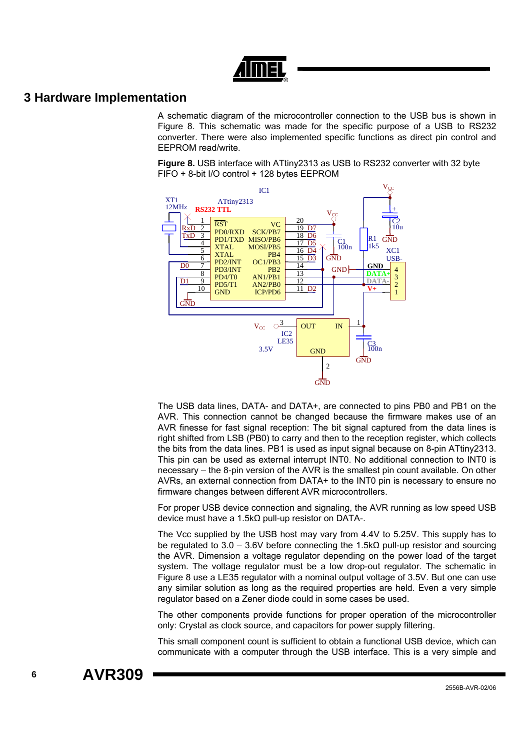## 3 Hardware Implementation

A schematic diagram of the microcontroller connection to the USB bus is shown in Figure 8. This schematic was made for the specific purpose of a USB to RS232 converter. There were also implemented specific functions as direct pin control and EEPROM read/write.

**Figure 8.** USB interface with ATtiny2313 as USB to RS232 converter with 32 byte FIFO + 8-bit I/O control + 128 bytes EEPROM

The USB data lines, DATA- and DATA+, are connected to pins PB0 and PB1 on the AVR. This connection cannot be changed because the firmware makes use of an AVR finesse for fast signal reception: The bit signal captured from the data lines is right shifted from LSB (PB0) to carry and then to the reception register, which collects the bits from the data lines. PB1 is used as input signal because on 8-pin ATtiny2313. This pin can be used as external interrupt INT0. No additional connection to INT0 is necessary – the 8-pin version of the AVR is the smallest pin count available. On other AVRs, an external connection from DATA+ to the INT0 pin is necessary to ensure no firmware changes between different AVR microcontrollers.

For proper USB device connection and signaling, the AVR running as low speed USB device must have a 1.5kΩ pull-up resistor on DATA-.

The Vcc supplied by the USB host may vary from 4.4V to 5.25V. This supply has to be regulated to 3.0 – 3.6V before connecting the 1.5kΩ pull-up resistor and sourcing the AVR. Dimension a voltage regulator depending on the power load of the target system. The voltage regulator must be a low drop-out regulator. The schematic in Figure 8 use a LE35 regulator with a nominal output voltage of 3.5V. But one can use any similar solution as long as the required properties are held. Even a very simple regulator based on a Zener diode could in some cases be used.

The other components provide functions for proper operation of the microcontroller only: Crystal as clock source, and capacitors for power supply filtering.

This small component count is sufficient to obtain a functional USB device, which can communicate with a computer through the USB interface. This is a very simple and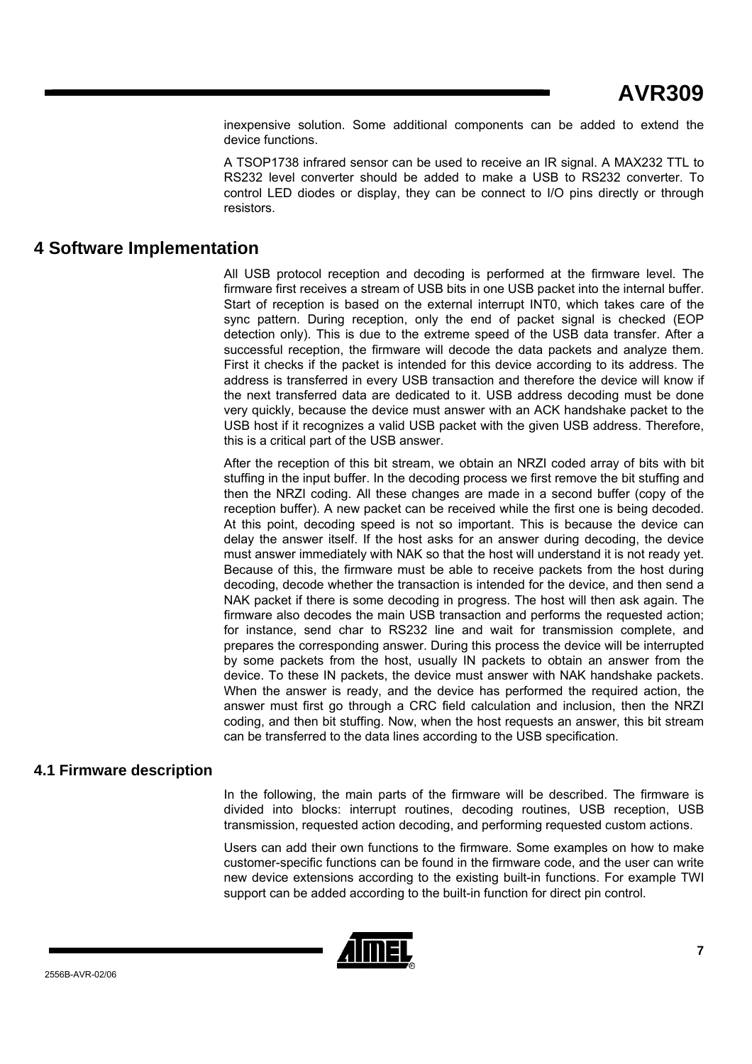inexpensive solution. Some additional components can be added to extend the device functions.

A TSOP1738 infrared sensor can be used to receive an IR signal. A MAX232 TTL to RS232 level converter should be added to make a USB to RS232 converter. To control LED diodes or display, they can be connect to I/O pins directly or through resistors.

# 4 Software Implementation

All USB protocol reception and decoding is performed at the firmware level. The firmware first receives a stream of USB bits in one USB packet into the internal buffer. Start of reception is based on the external interrupt INT0, which takes care of the sync pattern. During reception, only the end of packet signal is checked (EOP detection only). This is due to the extreme speed of the USB data transfer. After a successful reception, the firmware will decode the data packets and analyze them. First it checks if the packet is intended for this device according to its address. The address is transferred in every USB transaction and therefore the device will know if the next transferred data are dedicated to it. USB address decoding must be done very quickly, because the device must answer with an ACK handshake packet to the USB host if it recognizes a valid USB packet with the given USB address. Therefore, this is a critical part of the USB answer.

After the reception of this bit stream, we obtain an NRZI coded array of bits with bit stuffing in the input buffer. In the decoding process we first remove the bit stuffing and then the NRZI coding. All these changes are made in a second buffer (copy of the reception buffer). A new packet can be received while the first one is being decoded. At this point, decoding speed is not so important. This is because the device can delay the answer itself. If the host asks for an answer during decoding, the device must answer immediately with NAK so that the host will understand it is not ready yet. Because of this, the firmware must be able to receive packets from the host during decoding, decode whether the transaction is intended for the device, and then send a NAK packet if there is some decoding in progress. The host will then ask again. The firmware also decodes the main USB transaction and performs the requested action; for instance, send char to RS232 line and wait for transmission complete, and prepares the corresponding answer. During this process the device will be interrupted by some packets from the host, usually IN packets to obtain an answer from the device. To these IN packets, the device must answer with NAK handshake packets. When the answer is ready, and the device has performed the required action, the answer must first go through a CRC field calculation and inclusion, then the NRZI coding, and then bit stuffing. Now, when the host requests an answer, this bit stream can be transferred to the data lines according to the USB specification.

## 4.1 Firmware description

In the following, the main parts of the firmware will be described. The firmware is divided into blocks: interrupt routines, decoding routines, USB reception, USB transmission, requested action decoding, and performing requested custom actions.

Users can add their own functions to the firmware. Some examples on how to make customer-specific functions can be found in the firmware code, and the user can write new device extensions according to the existing built-in functions. For example TWI support can be added according to the built-in function for direct pin control.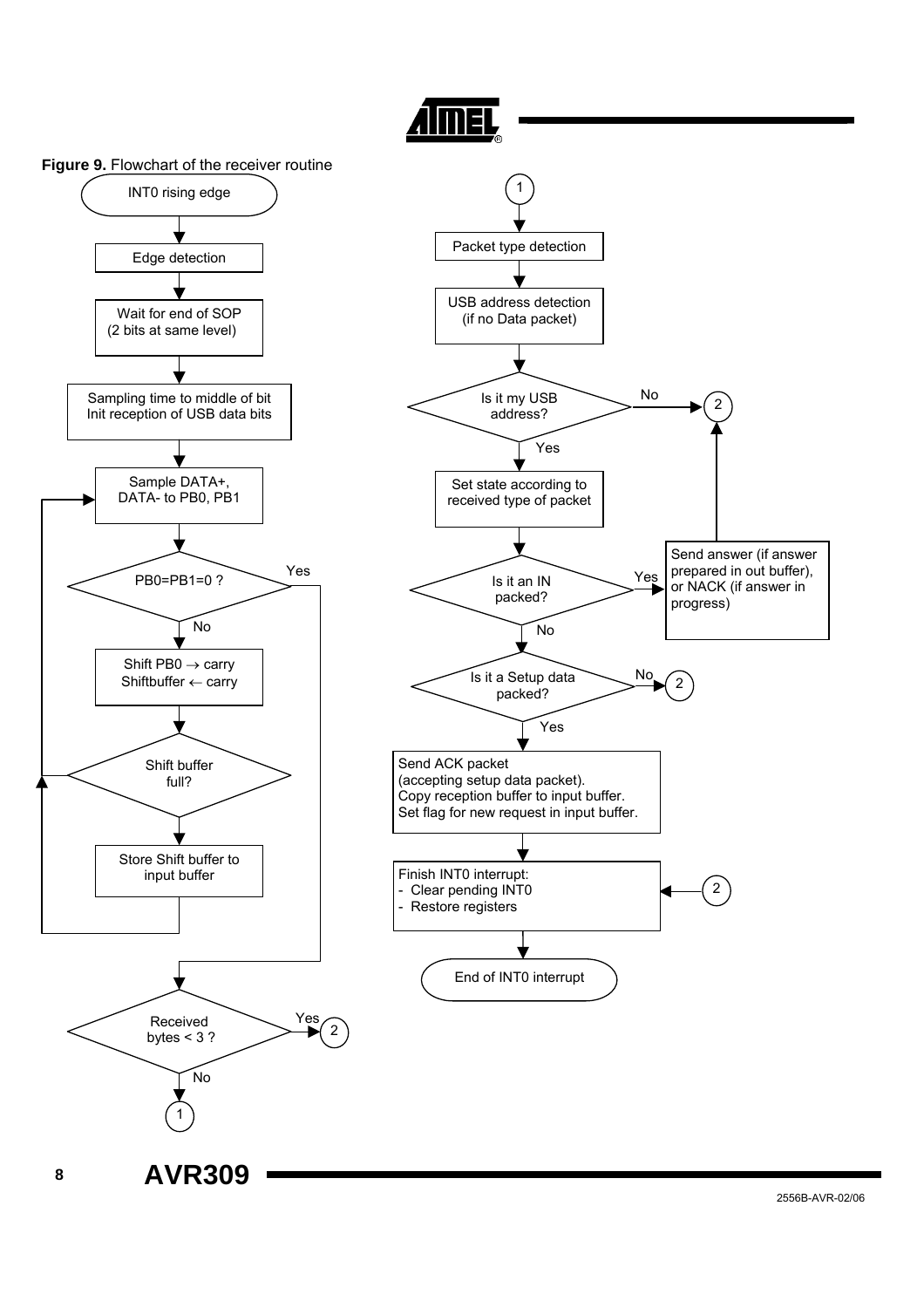**Figure 9.** Flowchart of the receiver routine

INT0 rising edge

Edge detection

Wait for end of SOP
(2 bits at same level)

Sampling time to middle of bit
Init reception of USB data bits

Sample DATA+,
DATA- to PB0, PB1

PB0=PB1=0 ?

Yes

No

Shift PB0 → carry
Shiftbuffer ← carry

Shift buffer
full?

Store Shift buffer to
input buffer

Received
bytes < 3 ?

Yes

2

No

1

1

Packet type detection

USB address detection
(if no Data packet)

Is it my USB
address?

No

2

Yes

Set state according to
received type of packet

Is it an IN
packed?

Yes

Send answer (if answer
prepared in out buffer),
or NACK (if answer in
progress)

No

Is it a Setup data
packed?

No

2

Yes

Send ACK packet
(accepting setup data packet).
Copy reception buffer to input buffer.
Set flag for new request in input buffer.

Finish INT0 interrupt:
- Clear pending INT0
- Restore registers

2

End of INT0 interrupt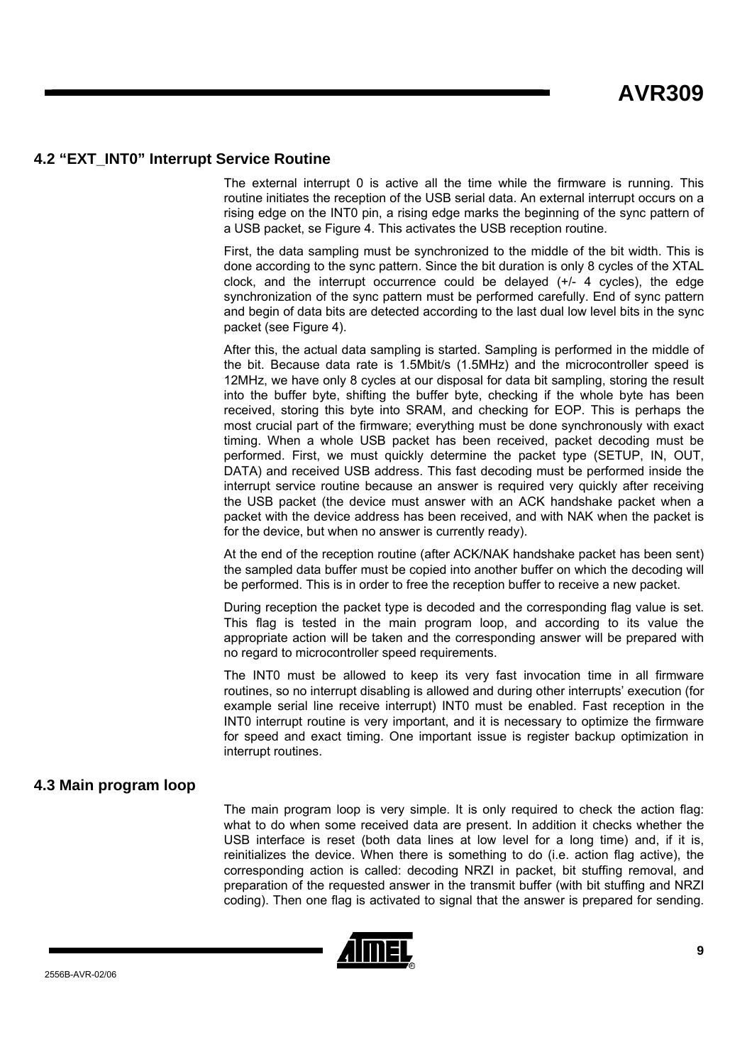## 4.2 “EXT_INT0” Interrupt Service Routine

The external interrupt 0 is active all the time while the firmware is running. This routine initiates the reception of the USB serial data. An external interrupt occurs on a rising edge on the INT0 pin, a rising edge marks the beginning of the sync pattern of a USB packet, se Figure 4. This activates the USB reception routine.

First, the data sampling must be synchronized to the middle of the bit width. This is done according to the sync pattern. Since the bit duration is only 8 cycles of the XTAL clock, and the interrupt occurrence could be delayed (+/- 4 cycles), the edge synchronization of the sync pattern must be performed carefully. End of sync pattern and begin of data bits are detected according to the last dual low level bits in the sync packet (see Figure 4).

After this, the actual data sampling is started. Sampling is performed in the middle of the bit. Because data rate is 1.5Mbit/s (1.5MHz) and the microcontroller speed is 12MHz, we have only 8 cycles at our disposal for data bit sampling, storing the result into the buffer byte, shifting the buffer byte, checking if the whole byte has been received, storing this byte into SRAM, and checking for EOP. This is perhaps the most crucial part of the firmware; everything must be done synchronously with exact timing. When a whole USB packet has been received, packet decoding must be performed. First, we must quickly determine the packet type (SETUP, IN, OUT, DATA) and received USB address. This fast decoding must be performed inside the interrupt service routine because an answer is required very quickly after receiving the USB packet (the device must answer with an ACK handshake packet when a packet with the device address has been received, and with NAK when the packet is for the device, but when no answer is currently ready).

At the end of the reception routine (after ACK/NAK handshake packet has been sent) the sampled data buffer must be copied into another buffer on which the decoding will be performed. This is in order to free the reception buffer to receive a new packet.

During reception the packet type is decoded and the corresponding flag value is set. This flag is tested in the main program loop, and according to its value the appropriate action will be taken and the corresponding answer will be prepared with no regard to microcontroller speed requirements.

The INT0 must be allowed to keep its very fast invocation time in all firmware routines, so no interrupt disabling is allowed and during other interrupts' execution (for example serial line receive interrupt) INT0 must be enabled. Fast reception in the INT0 interrupt routine is very important, and it is necessary to optimize the firmware for speed and exact timing. One important issue is register backup optimization in interrupt routines.

## 4.3 Main program loop

The main program loop is very simple. It is only required to check the action flag: what to do when some received data are present. In addition it checks whether the USB interface is reset (both data lines at low level for a long time) and, if it is, reinitializes the device. When there is something to do (i.e. action flag active), the corresponding action is called: decoding NRZI in packet, bit stuffing removal, and preparation of the requested answer in the transmit buffer (with bit stuffing and NRZI coding). Then one flag is activated to signal that the answer is prepared for sending.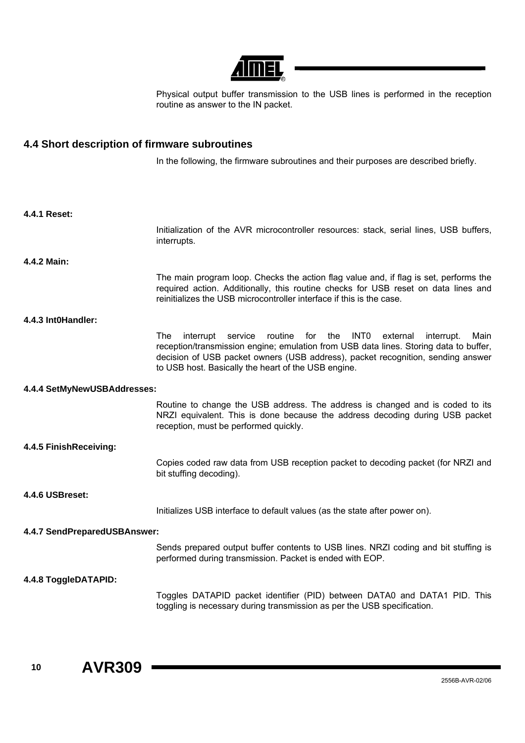Physical output buffer transmission to the USB lines is performed in the reception routine as answer to the IN packet.

## 4.4 Short description of firmware subroutines

In the following, the firmware subroutines and their purposes are described briefly.

#### 4.4.1 Reset:

Initialization of the AVR microcontroller resources: stack, serial lines, USB buffers, interrupts.

#### 4.4.2 Main:

The main program loop. Checks the action flag value and, if flag is set, performs the required action. Additionally, this routine checks for USB reset on data lines and reinitializes the USB microcontroller interface if this is the case.

#### 4.4.3 Int0Handler:

The interrupt service routine for the INT0 external interrupt. Main reception/transmission engine; emulation from USB data lines. Storing data to buffer, decision of USB packet owners (USB address), packet recognition, sending answer to USB host. Basically the heart of the USB engine.

#### 4.4.4 SetMyNewUSBAddresses:

Routine to change the USB address. The address is changed and is coded to its NRZI equivalent. This is done because the address decoding during USB packet reception, must be performed quickly.

#### 4.4.5 FinishReceiving:

Copies coded raw data from USB reception packet to decoding packet (for NRZI and bit stuffing decoding).

#### 4.4.6 USBreset:

Initializes USB interface to default values (as the state after power on).

#### 4.4.7 SendPreparedUSBAnswer:

Sends prepared output buffer contents to USB lines. NRZI coding and bit stuffing is performed during transmission. Packet is ended with EOP.

#### 4.4.8 ToggleDATAPID:

Toggles DATAPID packet identifier (PID) between DATA0 and DATA1 PID. This toggling is necessary during transmission as per the USB specification.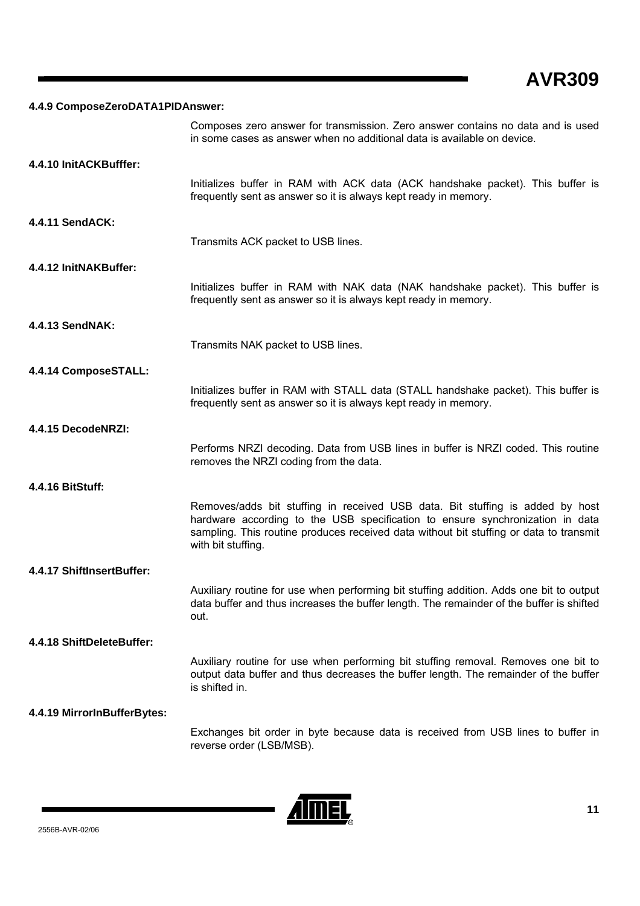#### 4.4.9 ComposeZeroDATA1PIDAnswer:

Composes zero answer for transmission. Zero answer contains no data and is used in some cases as answer when no additional data is available on device.

#### 4.4.10 InitACKBufffer:

Initializes buffer in RAM with ACK data (ACK handshake packet). This buffer is frequently sent as answer so it is always kept ready in memory.

#### 4.4.11 SendACK:

Transmits ACK packet to USB lines.

#### 4.4.12 InitNAKBuffer:

Initializes buffer in RAM with NAK data (NAK handshake packet). This buffer is frequently sent as answer so it is always kept ready in memory.

#### 4.4.13 SendNAK:

Transmits NAK packet to USB lines.

#### 4.4.14 ComposeSTALL:

Initializes buffer in RAM with STALL data (STALL handshake packet). This buffer is frequently sent as answer so it is always kept ready in memory.

#### 4.4.15 DecodeNRZI:

Performs NRZI decoding. Data from USB lines in buffer is NRZI coded. This routine removes the NRZI coding from the data.

#### 4.4.16 BitStuff:

Removes/adds bit stuffing in received USB data. Bit stuffing is added by host hardware according to the USB specification to ensure synchronization in data sampling. This routine produces received data without bit stuffing or data to transmit with bit stuffing.

#### 4.4.17 ShiftInsertBuffer:

Auxiliary routine for use when performing bit stuffing addition. Adds one bit to output data buffer and thus increases the buffer length. The remainder of the buffer is shifted out.

#### 4.4.18 ShiftDeleteBuffer:

Auxiliary routine for use when performing bit stuffing removal. Removes one bit to output data buffer and thus decreases the buffer length. The remainder of the buffer is shifted in.

#### 4.4.19 MirrorInBufferBytes:

Exchanges bit order in byte because data is received from USB lines to buffer in reverse order (LSB/MSB).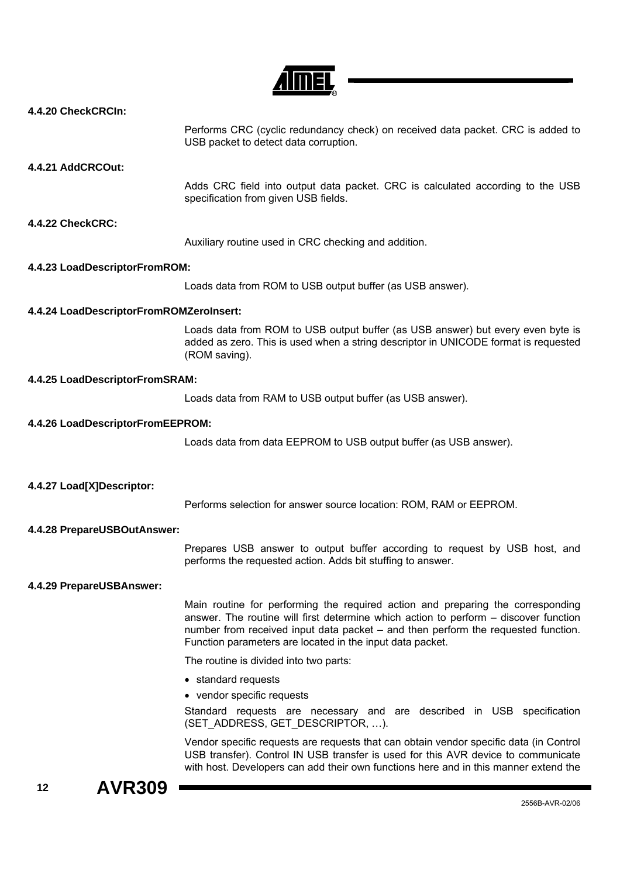#### 4.4.20 CheckCRCIn:

Performs CRC (cyclic redundancy check) on received data packet. CRC is added to USB packet to detect data corruption.

#### 4.4.21 AddCRCOut:

Adds CRC field into output data packet. CRC is calculated according to the USB specification from given USB fields.

#### 4.4.22 CheckCRC:

Auxiliary routine used in CRC checking and addition.

#### 4.4.23 LoadDescriptorFromROM:

Loads data from ROM to USB output buffer (as USB answer).

#### 4.4.24 LoadDescriptorFromROMZeroInsert:

Loads data from ROM to USB output buffer (as USB answer) but every even byte is added as zero. This is used when a string descriptor in UNICODE format is requested (ROM saving).

#### 4.4.25 LoadDescriptorFromSRAM:

Loads data from RAM to USB output buffer (as USB answer).

#### 4.4.26 LoadDescriptorFromEEPROM:

Loads data from data EEPROM to USB output buffer (as USB answer).

#### 4.4.27 Load[X]Descriptor:

Performs selection for answer source location: ROM, RAM or EEPROM.

#### 4.4.28 PrepareUSBOutAnswer:

Prepares USB answer to output buffer according to request by USB host, and performs the requested action. Adds bit stuffing to answer.

#### 4.4.29 PrepareUSBAnswer:

Main routine for performing the required action and preparing the corresponding answer. The routine will first determine which action to perform – discover function number from received input data packet – and then perform the requested function. Function parameters are located in the input data packet.

The routine is divided into two parts:

- standard requests
- vendor specific requests

Standard requests are necessary and are described in USB specification (SET_ADDRESS, GET_DESCRIPTOR, …).

Vendor specific requests are requests that can obtain vendor specific data (in Control USB transfer). Control IN USB transfer is used for this AVR device to communicate with host. Developers can add their own functions here and in this manner extend the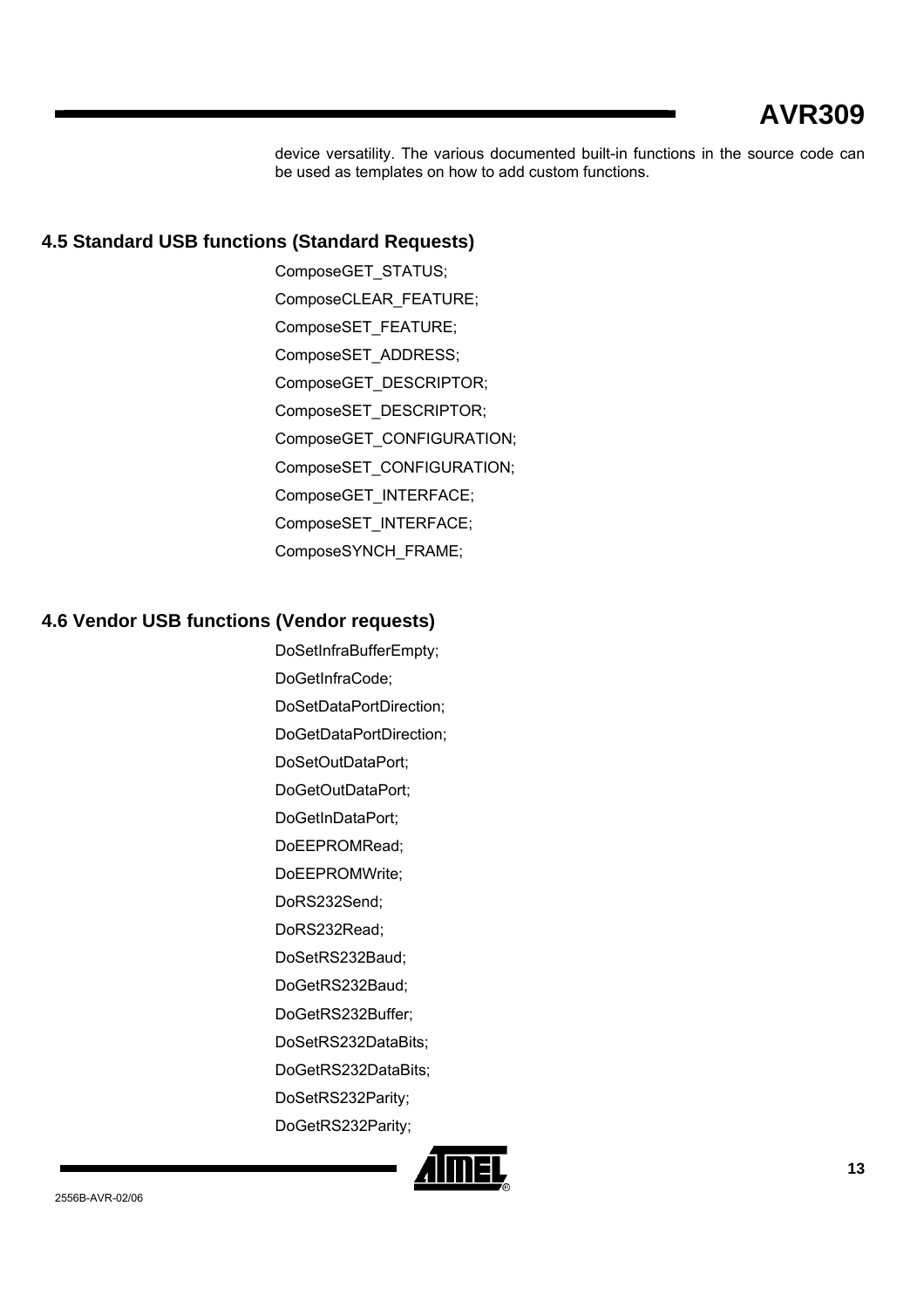device versatility. The various documented built-in functions in the source code can be used as templates on how to add custom functions.

## 4.5 Standard USB functions (Standard Requests)

ComposeGET_STATUS;

ComposeCLEAR_FEATURE;

ComposeSET_FEATURE;

ComposeSET_ADDRESS;

ComposeGET_DESCRIPTOR;

ComposeSET_DESCRIPTOR;

ComposeGET_CONFIGURATION;

ComposeSET_CONFIGURATION;

ComposeGET_INTERFACE;

ComposeSET_INTERFACE;

ComposeSYNCH_FRAME;

## 4.6 Vendor USB functions (Vendor requests)

DoSetInfraBufferEmpty;

DoGetInfraCode;

DoSetDataPortDirection;

DoGetDataPortDirection;

DoSetOutDataPort;

DoGetOutDataPort;

DoGetInDataPort;

DoEEPROMRead;

DoEEPROMWrite;

DoRS232Send;

DoRS232Read;

DoSetRS232Baud;

DoGetRS232Baud;

DoGetRS232Buffer;

DoSetRS232DataBits;

DoGetRS232DataBits;

DoSetRS232Parity;

DoGetRS232Parity;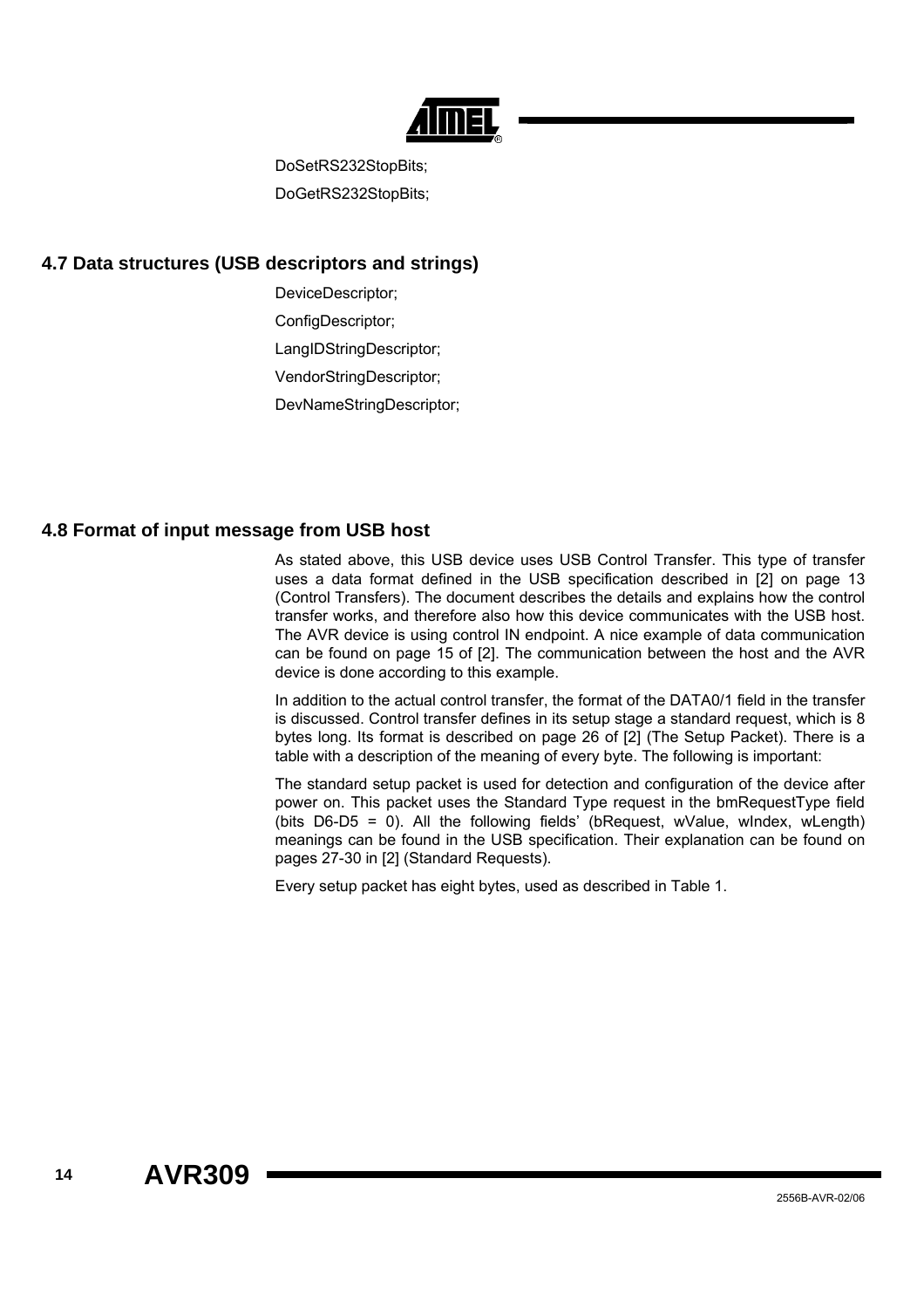DoSetRS232StopBits;

DoGetRS232StopBits;

## 4.7 Data structures (USB descriptors and strings)

DeviceDescriptor;

ConfigDescriptor;

LangIDStringDescriptor;

VendorStringDescriptor;

DevNameStringDescriptor;

## 4.8 Format of input message from USB host

As stated above, this USB device uses USB Control Transfer. This type of transfer uses a data format defined in the USB specification described in [2] on page 13 (Control Transfers). The document describes the details and explains how the control transfer works, and therefore also how this device communicates with the USB host. The AVR device is using control IN endpoint. A nice example of data communication can be found on page 15 of [2]. The communication between the host and the AVR device is done according to this example.

In addition to the actual control transfer, the format of the DATA0/1 field in the transfer is discussed. Control transfer defines in its setup stage a standard request, which is 8 bytes long. Its format is described on page 26 of [2] (The Setup Packet). There is a table with a description of the meaning of every byte. The following is important:

The standard setup packet is used for detection and configuration of the device after power on. This packet uses the Standard Type request in the bmRequestType field (bits D6-D5 = 0). All the following fields' (bRequest, wValue, wIndex, wLength) meanings can be found in the USB specification. Their explanation can be found on pages 27-30 in [2] (Standard Requests).

Every setup packet has eight bytes, used as described in Table 1.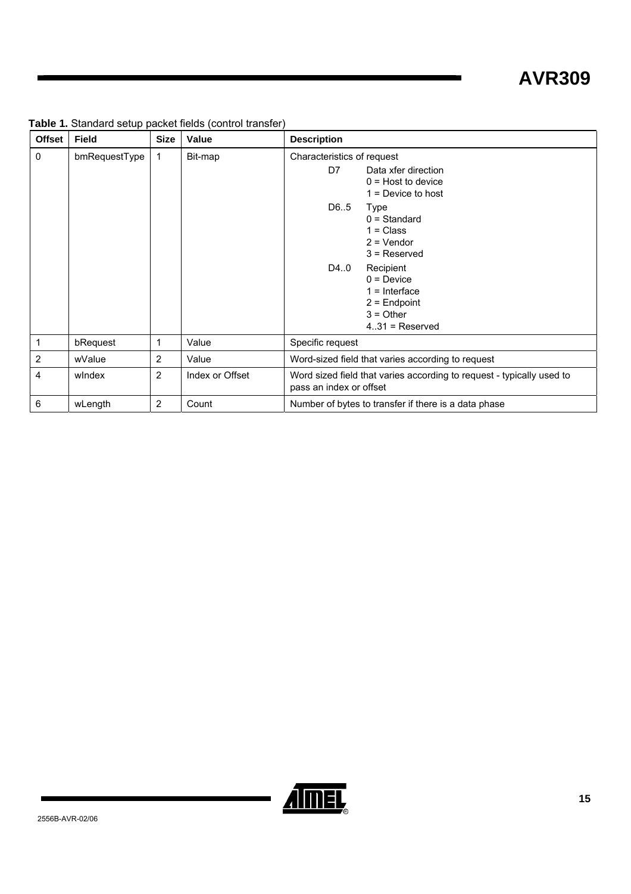**Table 1.** Standard setup packet fields (control transfer)

| Offset | Field | Size | Value | Description |
|---|---|---|---|---|
| 0 | bmRequestType | 1 | Bit-map | Characteristics of request<br>D7 Data xfer direction<br>0 = Host to device<br>1 = Device to host<br>D6..5 Type<br>0 = Standard<br>1 = Class<br>2 = Vendor<br>3 = Reserved<br>D4..0 Recipient<br>0 = Device<br>1 = Interface<br>2 = Endpoint<br>3 = Other<br>4..31 = Reserved |
| 1 | bRequest | 1 | Value | Specific request |
| 2 | wValue | 2 | Value | Word-sized field that varies according to request |
| 4 | wIndex | 2 | Index or Offset | Word sized field that varies according to request - typically used to pass an index or offset |
| 6 | wLength | 2 | Count | Number of bytes to transfer if there is a data phase |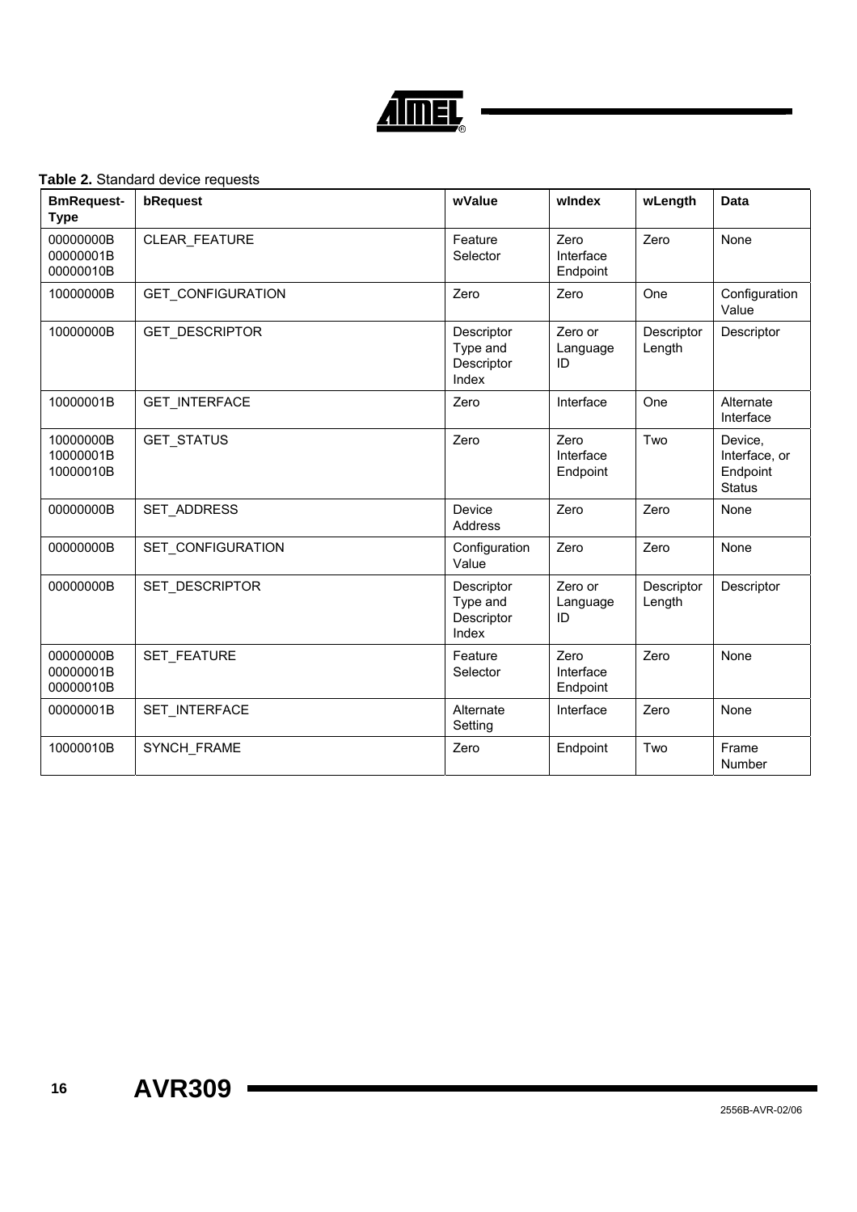**Table 2.** Standard device requests

| BmRequest-Type | bRequest | wValue | wIndex | wLength | Data |
|---|---|---|---|---|---|
| 00000000B<br>00000001B<br>00000010B | CLEAR_FEATURE | Feature Selector | Zero<br>Interface<br>Endpoint | Zero | None |
| 10000000B | GET_CONFIGURATION | Zero | Zero | One | Configuration Value |
| 10000000B | GET_DESCRIPTOR | Descriptor Type and Descriptor Index | Zero or Language ID | Descriptor Length | Descriptor |
| 10000001B | GET_INTERFACE | Zero | Interface | One | Alternate Interface |
| 10000000B<br>10000001B<br>10000010B | GET_STATUS | Zero | Zero<br>Interface<br>Endpoint | Two | Device, Interface, or Endpoint Status |
| 00000000B | SET_ADDRESS | Device Address | Zero | Zero | None |
| 00000000B | SET_CONFIGURATION | Configuration Value | Zero | Zero | None |
| 00000000B | SET_DESCRIPTOR | Descriptor Type and Descriptor Index | Zero or Language ID | Descriptor Length | Descriptor |
| 00000000B<br>00000001B<br>00000010B | SET_FEATURE | Feature Selector | Zero<br>Interface<br>Endpoint | Zero | None |
| 00000001B | SET_INTERFACE | Alternate Setting | Interface | Zero | None |
| 10000010B | SYNCH_FRAME | Zero | Endpoint | Two | Frame Number |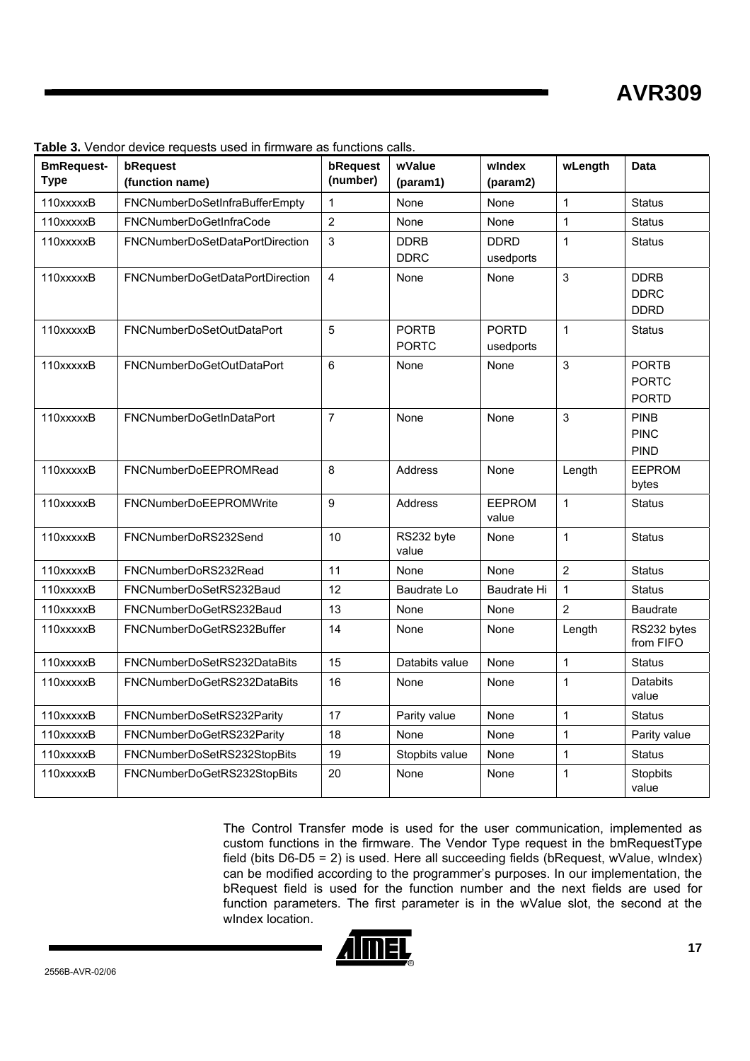**Table 3.** Vendor device requests used in firmware as functions calls.

| BmRequest-Type | bRequest (function name) | bRequest (number) | wValue (param1) | wIndex (param2) | wLength | Data |
|---|---|---|---|---|---|---|
| 110xxxxxB | FNCNumberDoSetInfraBufferEmpty | 1 | None | None | 1 | Status |
| 110xxxxxB | FNCNumberDoGetInfraCode | 2 | None | None | 1 | Status |
| 110xxxxxB | FNCNumberDoSetDataPortDirection | 3 | DDRB DDRC | DDRD usedports | 1 | Status |
| 110xxxxxB | FNCNumberDoGetDataPortDirection | 4 | None | None | 3 | DDRB DDRC DDRD |
| 110xxxxxB | FNCNumberDoSetOutDataPort | 5 | PORTB PORTC | PORTD usedports | 1 | Status |
| 110xxxxxB | FNCNumberDoGetOutDataPort | 6 | None | None | 3 | PORTB PORTC PORTD |
| 110xxxxxB | FNCNumberDoGetInDataPort | 7 | None | None | 3 | PINB PINC PIND |
| 110xxxxxB | FNCNumberDoEEPROMRead | 8 | Address | None | Length | EEPROM bytes |
| 110xxxxxB | FNCNumberDoEEPROMWrite | 9 | Address | EEPROM value | 1 | Status |
| 110xxxxxB | FNCNumberDoRS232Send | 10 | RS232 byte value | None | 1 | Status |
| 110xxxxxB | FNCNumberDoRS232Read | 11 | None | None | 2 | Status |
| 110xxxxxB | FNCNumberDoSetRS232Baud | 12 | Baudrate Lo | Baudrate Hi | 1 | Status |
| 110xxxxxB | FNCNumberDoGetRS232Baud | 13 | None | None | 2 | Baudrate |
| 110xxxxxB | FNCNumberDoGetRS232Buffer | 14 | None | None | Length | RS232 bytes from FIFO |
| 110xxxxxB | FNCNumberDoSetRS232DataBits | 15 | Databits value | None | 1 | Status |
| 110xxxxxB | FNCNumberDoGetRS232DataBits | 16 | None | None | 1 | Databits value |
| 110xxxxxB | FNCNumberDoSetRS232Parity | 17 | Parity value | None | 1 | Status |
| 110xxxxxB | FNCNumberDoGetRS232Parity | 18 | None | None | 1 | Parity value |
| 110xxxxxB | FNCNumberDoSetRS232StopBits | 19 | Stopbits value | None | 1 | Status |
| 110xxxxxB | FNCNumberDoGetRS232StopBits | 20 | None | None | 1 | Stopbits value |

The Control Transfer mode is used for the user communication, implemented as custom functions in the firmware. The Vendor Type request in the bmRequestType field (bits D6-D5 = 2) is used. Here all succeeding fields (bRequest, wValue, wIndex) can be modified according to the programmer's purposes. In our implementation, the bRequest field is used for the function number and the next fields are used for function parameters. The first parameter is in the wValue slot, the second at the wIndex location.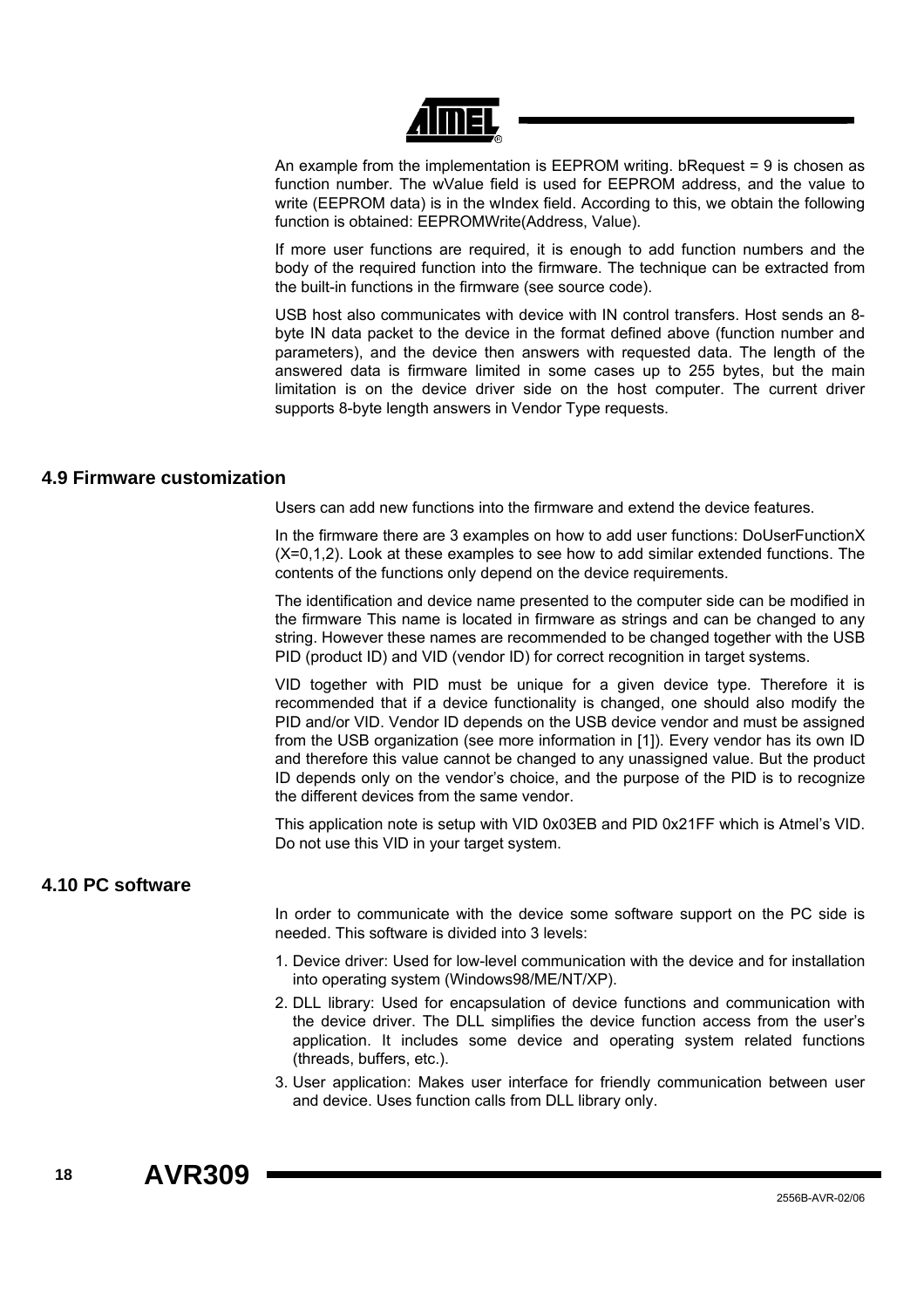An example from the implementation is EEPROM writing. bRequest = 9 is chosen as function number. The wValue field is used for EEPROM address, and the value to write (EEPROM data) is in the wIndex field. According to this, we obtain the following function is obtained: EEPROMWrite(Address, Value).

If more user functions are required, it is enough to add function numbers and the body of the required function into the firmware. The technique can be extracted from the built-in functions in the firmware (see source code).

USB host also communicates with device with IN control transfers. Host sends an 8-byte IN data packet to the device in the format defined above (function number and parameters), and the device then answers with requested data. The length of the answered data is firmware limited in some cases up to 255 bytes, but the main limitation is on the device driver side on the host computer. The current driver supports 8-byte length answers in Vendor Type requests.

## 4.9 Firmware customization

Users can add new functions into the firmware and extend the device features.

In the firmware there are 3 examples on how to add user functions: DoUserFunctionX (X=0,1,2). Look at these examples to see how to add similar extended functions. The contents of the functions only depend on the device requirements.

The identification and device name presented to the computer side can be modified in the firmware This name is located in firmware as strings and can be changed to any string. However these names are recommended to be changed together with the USB PID (product ID) and VID (vendor ID) for correct recognition in target systems.

VID together with PID must be unique for a given device type. Therefore it is recommended that if a device functionality is changed, one should also modify the PID and/or VID. Vendor ID depends on the USB device vendor and must be assigned from the USB organization (see more information in [1]). Every vendor has its own ID and therefore this value cannot be changed to any unassigned value. But the product ID depends only on the vendor's choice, and the purpose of the PID is to recognize the different devices from the same vendor.

This application note is setup with VID 0x03EB and PID 0x21FF which is Atmel's VID. Do not use this VID in your target system.

## 4.10 PC software

In order to communicate with the device some software support on the PC side is needed. This software is divided into 3 levels:

1. Device driver: Used for low-level communication with the device and for installation into operating system (Windows98/ME/NT/XP).
2. DLL library: Used for encapsulation of device functions and communication with the device driver. The DLL simplifies the device function access from the user's application. It includes some device and operating system related functions (threads, buffers, etc.).
3. User application: Makes user interface for friendly communication between user and device. Uses function calls from DLL library only.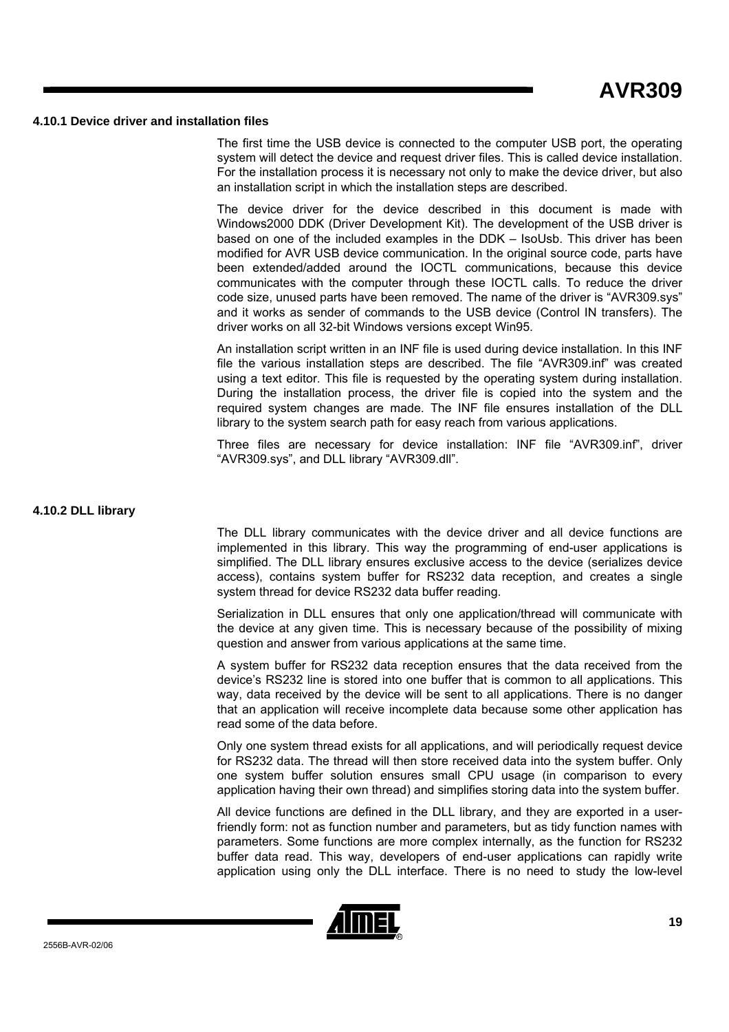### 4.10.1 Device driver and installation files

The first time the USB device is connected to the computer USB port, the operating system will detect the device and request driver files. This is called device installation. For the installation process it is necessary not only to make the device driver, but also an installation script in which the installation steps are described.

The device driver for the device described in this document is made with Windows2000 DDK (Driver Development Kit). The development of the USB driver is based on one of the included examples in the DDK – IsoUsb. This driver has been modified for AVR USB device communication. In the original source code, parts have been extended/added around the IOCTL communications, because this device communicates with the computer through these IOCTL calls. To reduce the driver code size, unused parts have been removed. The name of the driver is "AVR309.sys" and it works as sender of commands to the USB device (Control IN transfers). The driver works on all 32-bit Windows versions except Win95.

An installation script written in an INF file is used during device installation. In this INF file the various installation steps are described. The file "AVR309.inf" was created using a text editor. This file is requested by the operating system during installation. During the installation process, the driver file is copied into the system and the required system changes are made. The INF file ensures installation of the DLL library to the system search path for easy reach from various applications.

Three files are necessary for device installation: INF file "AVR309.inf", driver "AVR309.sys", and DLL library "AVR309.dll".

### 4.10.2 DLL library

The DLL library communicates with the device driver and all device functions are implemented in this library. This way the programming of end-user applications is simplified. The DLL library ensures exclusive access to the device (serializes device access), contains system buffer for RS232 data reception, and creates a single system thread for device RS232 data buffer reading.

Serialization in DLL ensures that only one application/thread will communicate with the device at any given time. This is necessary because of the possibility of mixing question and answer from various applications at the same time.

A system buffer for RS232 data reception ensures that the data received from the device's RS232 line is stored into one buffer that is common to all applications. This way, data received by the device will be sent to all applications. There is no danger that an application will receive incomplete data because some other application has read some of the data before.

Only one system thread exists for all applications, and will periodically request device for RS232 data. The thread will then store received data into the system buffer. Only one system buffer solution ensures small CPU usage (in comparison to every application having their own thread) and simplifies storing data into the system buffer.

All device functions are defined in the DLL library, and they are exported in a user-friendly form: not as function number and parameters, but as tidy function names with parameters. Some functions are more complex internally, as the function for RS232 buffer data read. This way, developers of end-user applications can rapidly write application using only the DLL interface. There is no need to study the low-level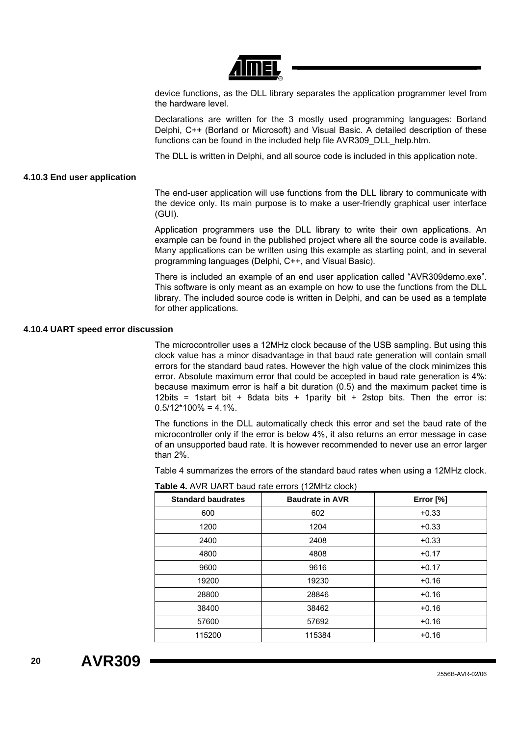device functions, as the DLL library separates the application programmer level from the hardware level.

Declarations are written for the 3 mostly used programming languages: Borland Delphi, C++ (Borland or Microsoft) and Visual Basic. A detailed description of these functions can be found in the included help file AVR309_DLL_help.htm.

The DLL is written in Delphi, and all source code is included in this application note.

### 4.10.3 End user application

The end-user application will use functions from the DLL library to communicate with the device only. Its main purpose is to make a user-friendly graphical user interface (GUI).

Application programmers use the DLL library to write their own applications. An example can be found in the published project where all the source code is available. Many applications can be written using this example as starting point, and in several programming languages (Delphi, C++, and Visual Basic).

There is included an example of an end user application called "AVR309demo.exe". This software is only meant as an example on how to use the functions from the DLL library. The included source code is written in Delphi, and can be used as a template for other applications.

### 4.10.4 UART speed error discussion

The microcontroller uses a 12MHz clock because of the USB sampling. But using this clock value has a minor disadvantage in that baud rate generation will contain small errors for the standard baud rates. However the high value of the clock minimizes this error. Absolute maximum error that could be accepted in baud rate generation is 4%: because maximum error is half a bit duration (0.5) and the maximum packet time is 12bits = 1start bit + 8data bits + 1parity bit + 2stop bits. Then the error is: $0.5/12*100\% = 4.1\%$.

The functions in the DLL automatically check this error and set the baud rate of the microcontroller only if the error is below 4%, it also returns an error message in case of an unsupported baud rate. It is however recommended to never use an error larger than 2%.

Table 4 summarizes the errors of the standard baud rates when using a 12MHz clock.

**Table 4.** AVR UART baud rate errors (12MHz clock)

| Standard baudrates | Baudrate in AVR | Error [%] |
|---|---|---|
| 600 | 602 | +0.33 |
| 1200 | 1204 | +0.33 |
| 2400 | 2408 | +0.33 |
| 4800 | 4808 | +0.17 |
| 9600 | 9616 | +0.17 |
| 19200 | 19230 | +0.16 |
| 28800 | 28846 | +0.16 |
| 38400 | 38462 | +0.16 |
| 57600 | 57692 | +0.16 |
| 115200 | 115384 | +0.16 |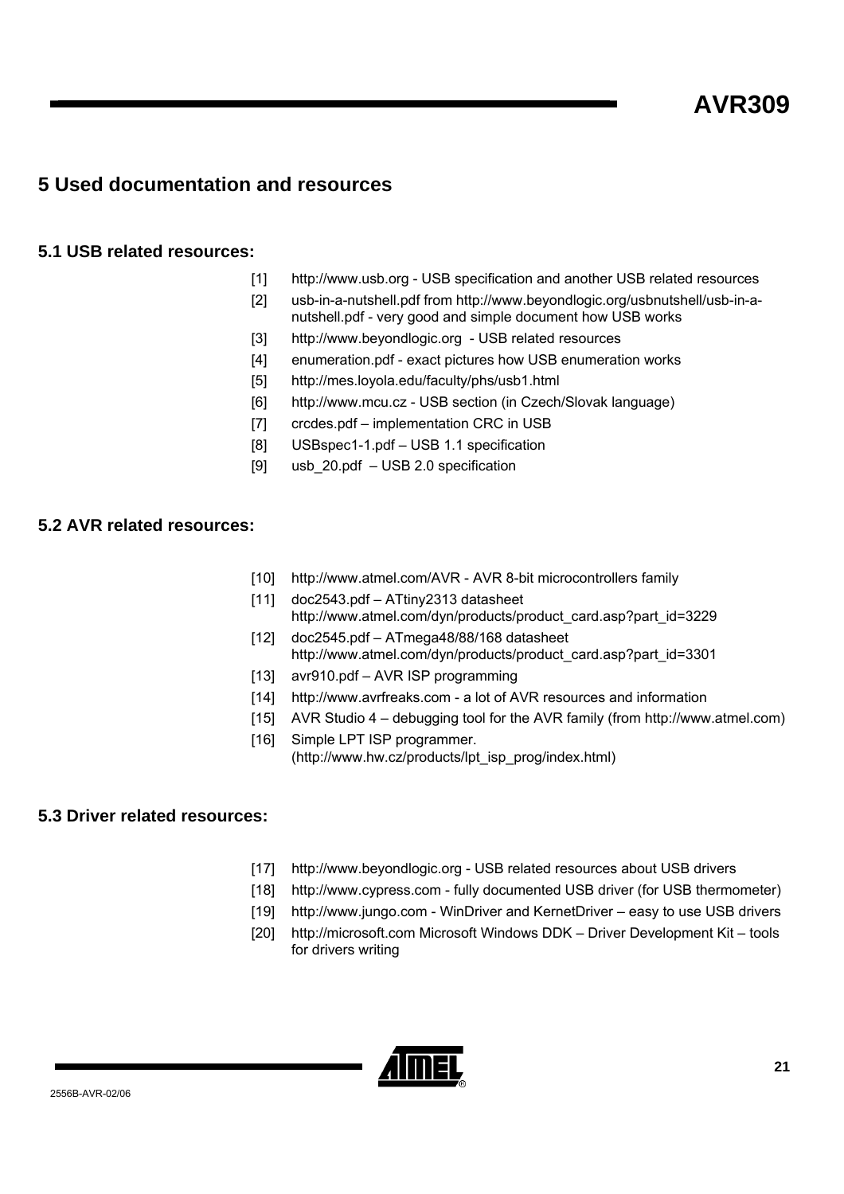# 5 Used documentation and resources

## 5.1 USB related resources:

[1] http://www.usb.org - USB specification and another USB related resources

[2] usb-in-a-nutshell.pdf from http://www.beyondlogic.org/usbnutshell/usb-in-a-nutshell.pdf - very good and simple document how USB works

[3] http://www.beyondlogic.org - USB related resources

[4] enumeration.pdf - exact pictures how USB enumeration works

[5] http://mes.loyola.edu/faculty/phs/usb1.html

[6] http://www.mcu.cz - USB section (in Czech/Slovak language)

[7] crcdes.pdf – implementation CRC in USB

[8] USBspec1-1.pdf – USB 1.1 specification

[9] usb_20.pdf – USB 2.0 specification

## 5.2 AVR related resources:

[10] http://www.atmel.com/AVR - AVR 8-bit microcontrollers family

[11] doc2543.pdf – ATtiny2313 datasheet http://www.atmel.com/dyn/products/product_card.asp?part_id=3229

[12] doc2545.pdf – ATmega48/88/168 datasheet http://www.atmel.com/dyn/products/product_card.asp?part_id=3301

[13] avr910.pdf – AVR ISP programming

[14] http://www.avrfreaks.com - a lot of AVR resources and information

[15] AVR Studio 4 – debugging tool for the AVR family (from http://www.atmel.com)

[16] Simple LPT ISP programmer. (http://www.hw.cz/products/lpt_isp_prog/index.html)

## 5.3 Driver related resources:

[17] http://www.beyondlogic.org - USB related resources about USB drivers

[18] http://www.cypress.com - fully documented USB driver (for USB thermometer)

[19] http://www.jungo.com - WinDriver and KernetDriver – easy to use USB drivers

[20] http://microsoft.com Microsoft Windows DDK – Driver Development Kit – tools for drivers writing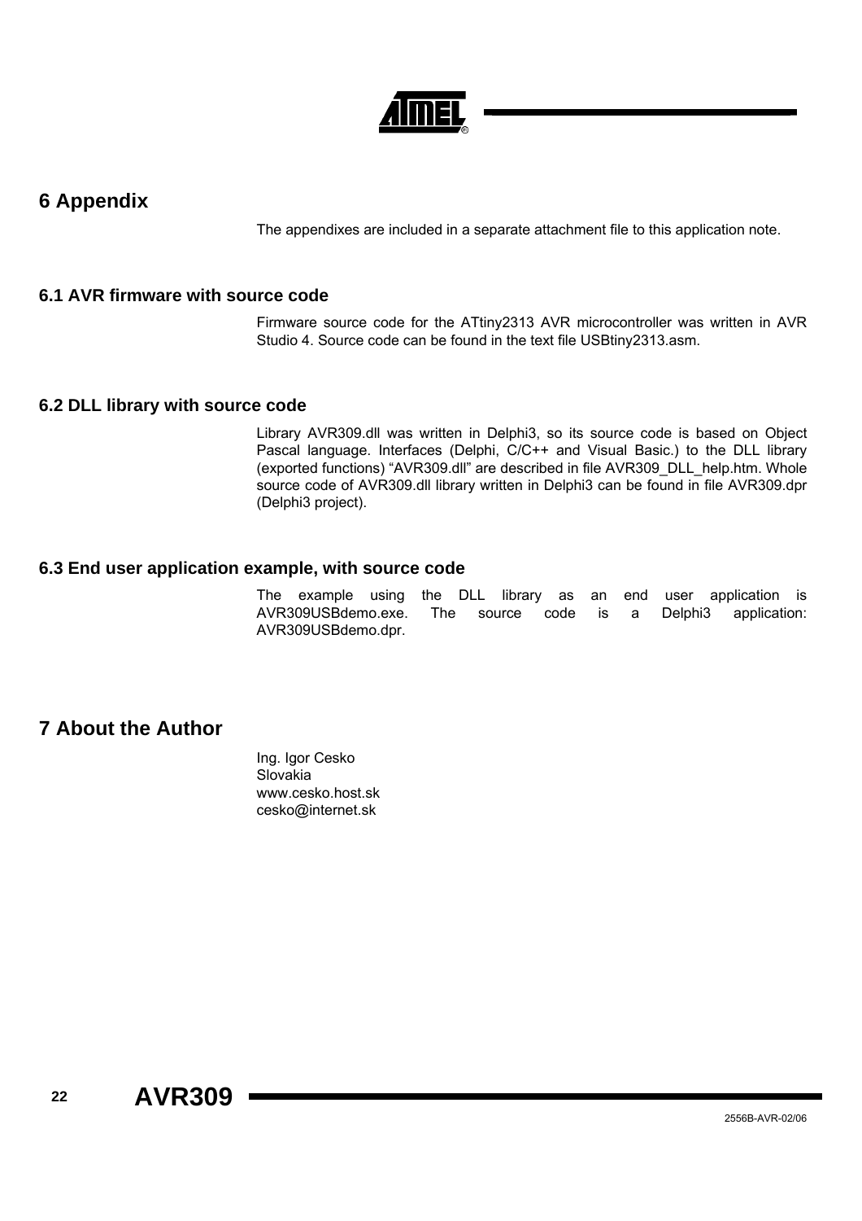# 6 Appendix

The appendixes are included in a separate attachment file to this application note.

## 6.1 AVR firmware with source code

Firmware source code for the ATtiny2313 AVR microcontroller was written in AVR Studio 4. Source code can be found in the text file USBtiny2313.asm.

## 6.2 DLL library with source code

Library AVR309.dll was written in Delphi3, so its source code is based on Object Pascal language. Interfaces (Delphi, C/C++ and Visual Basic.) to the DLL library (exported functions) "AVR309.dll" are described in file AVR309_DLL_help.htm. Whole source code of AVR309.dll library written in Delphi3 can be found in file AVR309.dpr (Delphi3 project).

## 6.3 End user application example, with source code

The example using the DLL library as an end user application is AVR309USBdemo.exe. The source code is a Delphi3 application: AVR309USBdemo.dpr.

# 7 About the Author

Ing. Igor Cesko
Slovakia
www.cesko.host.sk
cesko@internet.sk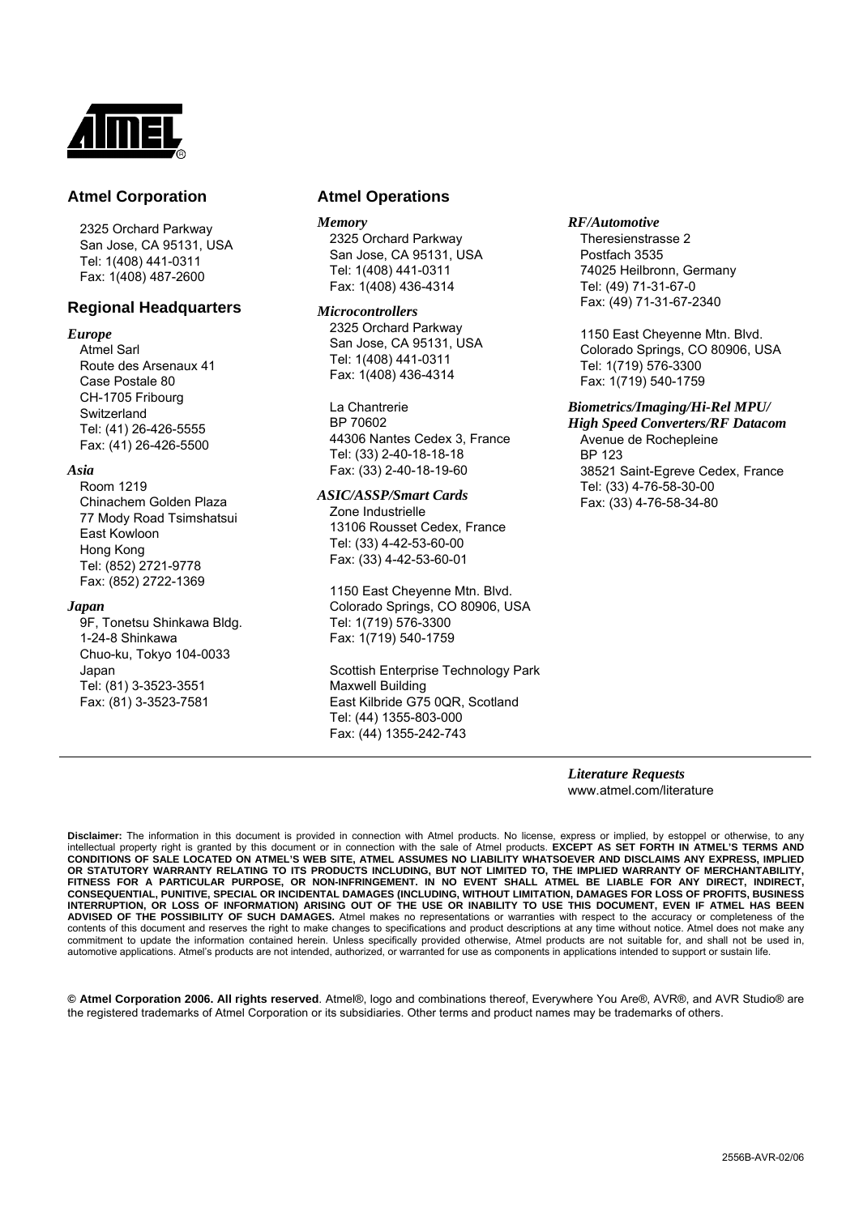## Atmel Corporation

2325 Orchard Parkway
San Jose, CA 95131, USA
Tel: 1(408) 441-0311
Fax: 1(408) 487-2600

## Regional Headquarters

*Europe*
Atmel Sarl
Route des Arsenaux 41
Case Postale 80
CH-1705 Fribourg
Switzerland
Tel: (41) 26-426-5555
Fax: (41) 26-426-5500

*Asia*
Room 1219
Chinachem Golden Plaza
77 Mody Road Tsimshatsui
East Kowloon
Hong Kong
Tel: (852) 2721-9778
Fax: (852) 2722-1369

*Japan*
9F, Tonetsu Shinkawa Bldg.
1-24-8 Shinkawa
Chuo-ku, Tokyo 104-0033
Japan
Tel: (81) 3-3523-3551
Fax: (81) 3-3523-7581

## Atmel Operations

*Memory*
2325 Orchard Parkway
San Jose, CA 95131, USA
Tel: 1(408) 441-0311
Fax: 1(408) 436-4314

*Microcontrollers*
2325 Orchard Parkway
San Jose, CA 95131, USA
Tel: 1(408) 441-0311
Fax: 1(408) 436-4314

La Chantrerie
BP 70602
44306 Nantes Cedex 3, France
Tel: (33) 2-40-18-18-18
Fax: (33) 2-40-18-19-60

*ASIC/ASSP/Smart Cards*
Zone Industrielle
13106 Rousset Cedex, France
Tel: (33) 4-42-53-60-00
Fax: (33) 4-42-53-60-01

1150 East Cheyenne Mtn. Blvd.
Colorado Springs, CO 80906, USA
Tel: 1(719) 576-3300
Fax: 1(719) 540-1759

Scottish Enterprise Technology Park
Maxwell Building
East Kilbride G75 0QR, Scotland
Tel: (44) 1355-803-000
Fax: (44) 1355-242-743

*RF/Automotive*
Theresienstrasse 2
Postfach 3535
74025 Heilbronn, Germany
Tel: (49) 71-31-67-0
Fax: (49) 71-31-67-2340

1150 East Cheyenne Mtn. Blvd.
Colorado Springs, CO 80906, USA
Tel: 1(719) 576-3300
Fax: 1(719) 540-1759

*Biometrics/Imaging/Hi-Rel MPU/ High Speed Converters/RF Datacom*
Avenue de Rochepleine
BP 123
38521 Saint-Egreve Cedex, France
Tel: (33) 4-76-58-30-00
Fax: (33) 4-76-58-34-80

---

*Literature Requests*
www.atmel.com/literature

**Disclaimer:** The information in this document is provided in connection with Atmel products. No license, express or implied, by estoppel or otherwise, to any intellectual property right is granted by this document or in connection with the sale of Atmel products. **EXCEPT AS SET FORTH IN ATMEL'S TERMS AND CONDITIONS OF SALE LOCATED ON ATMEL'S WEB SITE, ATMEL ASSUMES NO LIABILITY WHATSOEVER AND DISCLAIMS ANY EXPRESS, IMPLIED OR STATUTORY WARRANTY RELATING TO ITS PRODUCTS INCLUDING, BUT NOT LIMITED TO, THE IMPLIED WARRANTY OF MERCHANTABILITY, FITNESS FOR A PARTICULAR PURPOSE, OR NON-INFRINGEMENT. IN NO EVENT SHALL ATMEL BE LIABLE FOR ANY DIRECT, INDIRECT, CONSEQUENTIAL, PUNITIVE, SPECIAL OR INCIDENTAL DAMAGES (INCLUDING, WITHOUT LIMITATION, DAMAGES FOR LOSS OF PROFITS, BUSINESS INTERRUPTION, OR LOSS OF INFORMATION) ARISING OUT OF THE USE OR INABILITY TO USE THIS DOCUMENT, EVEN IF ATMEL HAS BEEN ADVISED OF THE POSSIBILITY OF SUCH DAMAGES.** Atmel makes no representations or warranties with respect to the accuracy or completeness of the contents of this document and reserves the right to make changes to specifications and product descriptions at any time without notice. Atmel does not make any commitment to update the information contained herein. Unless specifically provided otherwise, Atmel products are not suitable for, and shall not be used in, automotive applications. Atmel's products are not intended, authorized, or warranted for use as components in applications intended to support or sustain life.

**© Atmel Corporation 2006. All rights reserved**. Atmel®, logo and combinations thereof, Everywhere You Are®, AVR®, and AVR Studio® are the registered trademarks of Atmel Corporation or its subsidiaries. Other terms and product names may be trademarks of others.

2556B-AVR-02/06